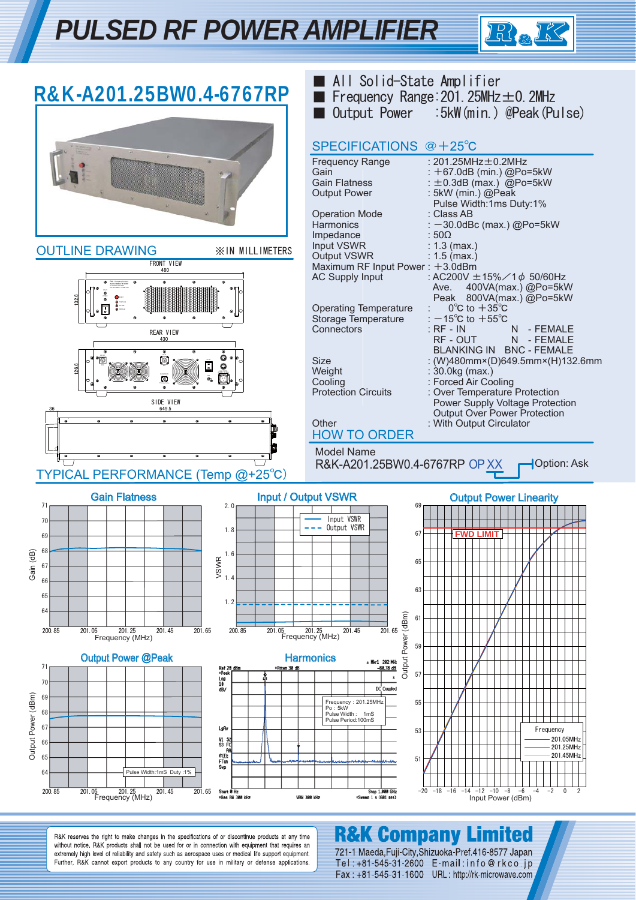# PULSED RF POWER AMPLIFIER

## R&K-A201.25BW0.4-6767RP

- All Solid-State Amplifier
- Frequency Range：201.25MHz±0.2MHz
- Output Power　：5kW(min.) @Peak(Pulse)

## SPECIFICATIONS @+25℃

| | |
|---|---|
| Frequency Range | : 201.25MHz±0.2MHz |
| Gain | : +67.0dB (min.) @Po=5kW |
| Gain Flatness | : ±0.3dB (max.) @Po=5kW |
| Output Power | : 5kW (min.) @Peak<br>Pulse Width:1ms Duty:1% |
| Operation Mode | : Class AB |
| Harmonics | : −30.0dBc (max.) @Po=5kW |
| Impedance | : 50Ω |
| Input VSWR | : 1.3 (max.) |
| Output VSWR | : 1.5 (max.) |
| Maximum RF Input Power | : +3.0dBm |
| AC Supply Input | : AC200V ±15%／1φ 50/60Hz<br>Ave. 400VA(max.) @Po=5kW<br>Peak 800VA(max.) @Po=5kW |
| Operating Temperature | : 0℃ to +35℃ |
| Storage Temperature | : −15℃ to +55℃ |
| Connectors | : RF - IN N - FEMALE<br>RF - OUT N - FEMALE<br>BLANKING IN BNC - FEMALE |
| Size | : (W)480mm×(D)649.5mm×(H)132.6mm |
| Weight | : 30.0kg (max.) |
| Cooling | : Forced Air Cooling |
| Protection Circuits | : Over Temperature Protection<br>Power Supply Voltage Protection<br>Output Over Power Protection |
| Other | : With Output Circulator |

## OUTLINE DRAWING

※IN MILLIMETERS

FRONT VIEW 480, 132.6
REAR VIEW 430, 126.6
SIDE VIEW 649.5, 36

## HOW TO ORDER

Model Name

R&K-A201.25BW0.4-6767RP OP XX — Option: Ask

## TYPICAL PERFORMANCE (Temp @+25℃)

Gain Flatness — Gain (dB) vs Frequency (MHz), 200.85–201.65

Input / Output VSWR — VSWR vs Frequency (MHz); Input VSWR, Output VSWR

Output Power Linearity — Output Power (dBm) vs Input Power (dBm); FWD LIMIT; Frequency 201.05MHz, 201.25MHz, 201.45MHz

Output Power @Peak — Output Power (dBm) vs Frequency (MHz); Pulse Width:1mS Duty :1%

Harmonics — Frequency : 201.25MHz, Po : 5kW, Pulse Width : 1mS, Pulse Period:100mS

R&K reserves the right to make changes in the specifications of or discontinue products at any time without notice. R&K products shall not be used for or in connection with equipment that requires an extremely high level of reliability and safety such as aerospace uses or medical life support equipment. Further, R&K cannot export products to any country for use in military or defense applications.

**R&K Company Limited**

721-1 Maeda,Fuji-City,Shizuoka-Pref.416-8577 Japan
Tel : +81-545-31-2600 E-mail : info@rkco.jp
Fax : +81-545-31-1600 URL : http://rk-microwave.com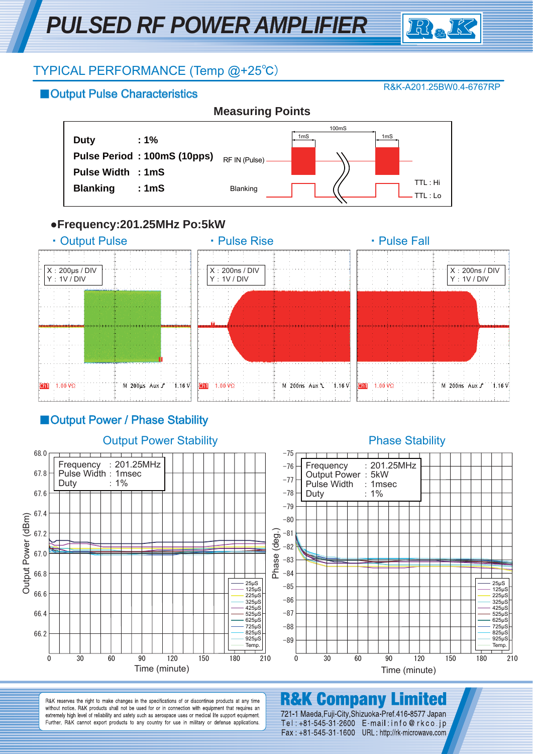# PULSED RF POWER AMPLIFIER

## TYPICAL PERFORMANCE (Temp @+25℃)

R&K-A201.25BW0.4-6767RP

### ■Output Pulse Characteristics

**Measuring Points**

| | |
|---|---|
| **Duty** | **: 1%** |
| **Pulse Period** | **: 100mS (10pps)** |
| **Pulse Width** | **: 1mS** |
| **Blanking** | **: 1mS** |

100mS
1mS
1mS
RF IN (Pulse)
Blanking
TTL : Hi
TTL : Lo

**●Frequency:201.25MHz Po:5kW**

・Output Pulse

X : 200μs / DIV
Y : 1V / DIV
Ch1 1.00 V M 200μs Aux 1.16 V

・Pulse Rise

X : 200ns / DIV
Y : 1V / DIV
Ch1 1.00 V M 200ns Aux 1.16 V

・Pulse Fall

X : 200ns / DIV
Y : 1V / DIV
Ch1 1.00 V M 200ns Aux 1.16 V

### ■Output Power / Phase Stability

**Output Power Stability**

Frequency : 201.25MHz
Pulse Width : 1msec
Duty : 1%

Output Power (dBm): 68.0, 67.8, 67.6, 67.4, 67.2, 67.0, 66.8, 66.6, 66.4, 66.2
Time (minute): 0, 30, 60, 90, 120, 150, 180, 210

25μS, 125μS, 225μS, 325μS, 425μS, 525μS, 625μS, 725μS, 825μS, 925μS, Temp.

**Phase Stability**

Frequency : 201.25MHz
Output Power : 5kW
Pulse Width : 1msec
Duty : 1%

Phase (deg.): −75, −76, −77, −78, −79, −80, −81, −82, −83, −84, −85, −86, −87, −88, −89
Time (minute): 0, 30, 60, 90, 120, 150, 180, 210

25μS, 125μS, 225μS, 325μS, 425μS, 525μS, 625μS, 725μS, 825μS, 925μS, Temp.

R&K reserves the right to make changes in the specifications of or discontinue products at any time without notice. R&K products shall not be used for or in connection with equipment that requires an extremely high level of reliability and safety such as aerospace uses or medical life support equipment. Further, R&K cannot export products to any country for use in military or defense applications.

**R&K Company Limited**
721-1 Maeda,Fuji-City,Shizuoka-Pref.416-8577 Japan
Tel : +81-545-31-2600 E-mail : info@rkco.jp
Fax : +81-545-31-1600 URL : http://rk-microwave.com